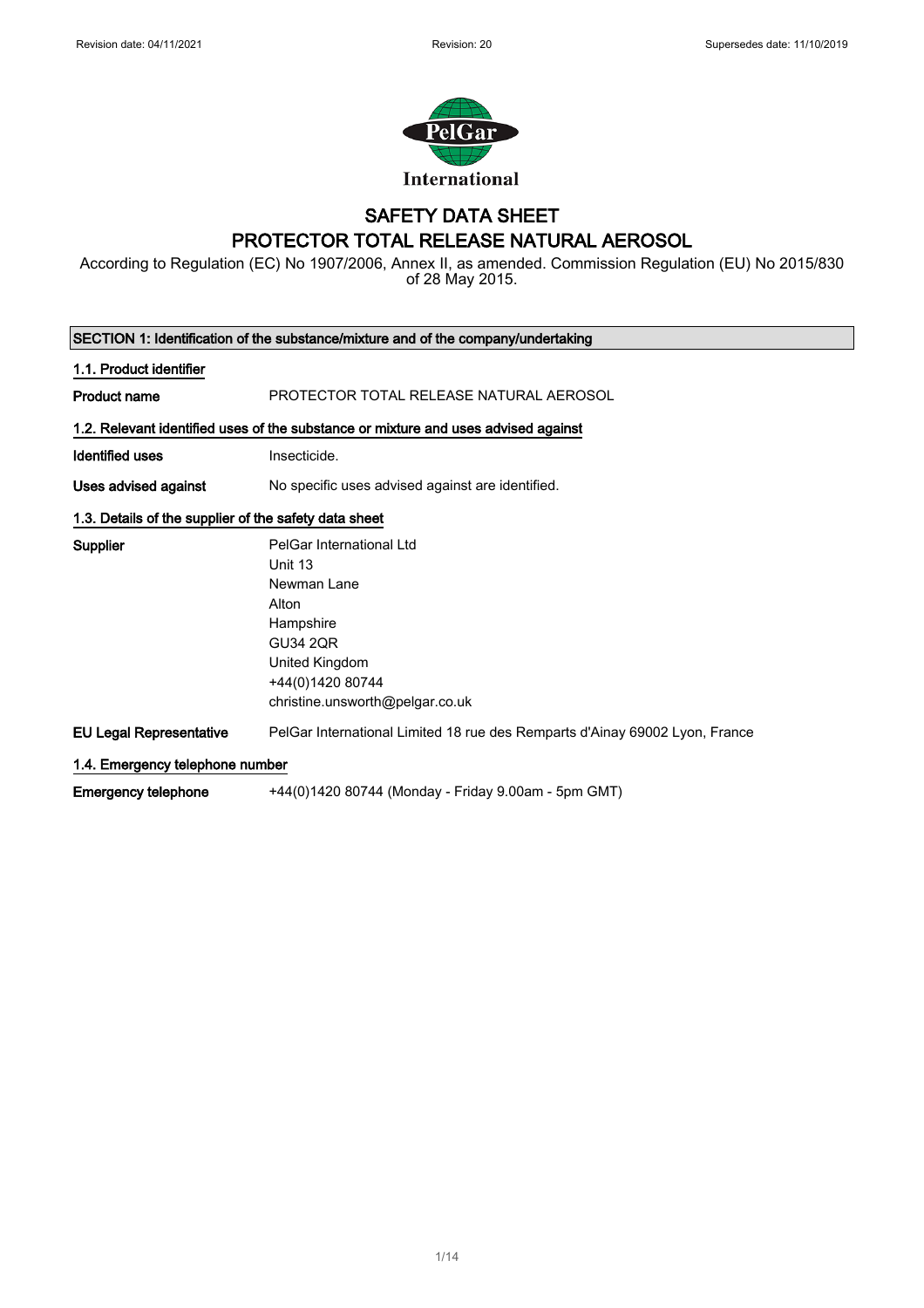Revision date: 04/11/2021 | Revision: 20 | Supersedes date: 11/10/2019

International

# SAFETY DATA SHEET
# PROTECTOR TOTAL RELEASE NATURAL AEROSOL

According to Regulation (EC) No 1907/2006, Annex II, as amended. Commission Regulation (EU) No 2015/830 of 28 May 2015.

## SECTION 1: Identification of the substance/mixture and of the company/undertaking

### 1.1. Product identifier

**Product name** PROTECTOR TOTAL RELEASE NATURAL AEROSOL

### 1.2. Relevant identified uses of the substance or mixture and uses advised against

**Identified uses** Insecticide.

**Uses advised against** No specific uses advised against are identified.

### 1.3. Details of the supplier of the safety data sheet

**Supplier**
PelGar International Ltd
Unit 13
Newman Lane
Alton
Hampshire
GU34 2QR
United Kingdom
+44(0)1420 80744
christine.unsworth@pelgar.co.uk

**EU Legal Representative** PelGar International Limited 18 rue des Remparts d'Ainay 69002 Lyon, France

### 1.4. Emergency telephone number

**Emergency telephone** +44(0)1420 80744 (Monday - Friday 9.00am - 5pm GMT)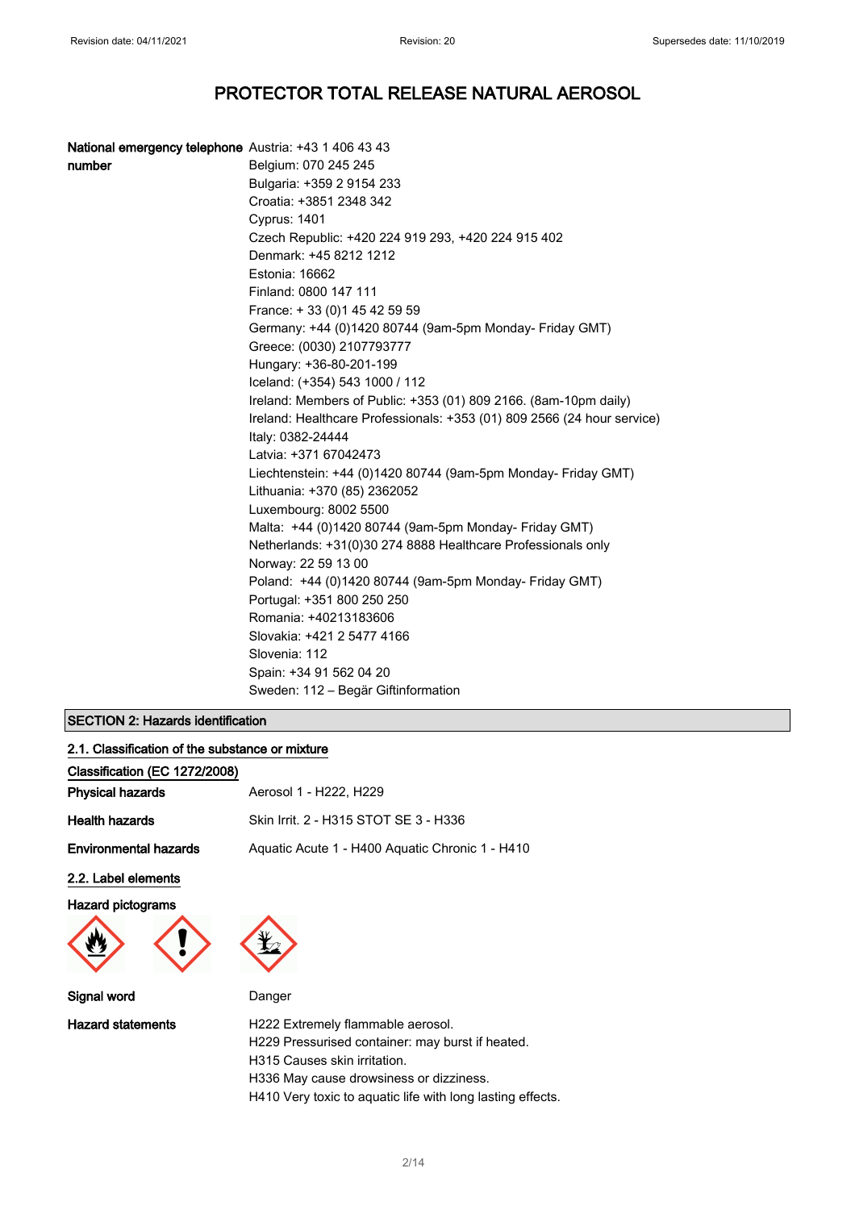# PROTECTOR TOTAL RELEASE NATURAL AEROSOL

**National emergency telephone number**

Austria: +43 1 406 43 43
Belgium: 070 245 245
Bulgaria: +359 2 9154 233
Croatia: +3851 2348 342
Cyprus: 1401
Czech Republic: +420 224 919 293, +420 224 915 402
Denmark: +45 8212 1212
Estonia: 16662
Finland: 0800 147 111
France: + 33 (0)1 45 42 59 59
Germany: +44 (0)1420 80744 (9am-5pm Monday- Friday GMT)
Greece: (0030) 2107793777
Hungary: +36-80-201-199
Iceland: (+354) 543 1000 / 112
Ireland: Members of Public: +353 (01) 809 2166. (8am-10pm daily)
Ireland: Healthcare Professionals: +353 (01) 809 2566 (24 hour service)
Italy: 0382-24444
Latvia: +371 67042473
Liechtenstein: +44 (0)1420 80744 (9am-5pm Monday- Friday GMT)
Lithuania: +370 (85) 2362052
Luxembourg: 8002 5500
Malta: +44 (0)1420 80744 (9am-5pm Monday- Friday GMT)
Netherlands: +31(0)30 274 8888 Healthcare Professionals only
Norway: 22 59 13 00
Poland: +44 (0)1420 80744 (9am-5pm Monday- Friday GMT)
Portugal: +351 800 250 250
Romania: +40213183606
Slovakia: +421 2 5477 4166
Slovenia: 112
Spain: +34 91 562 04 20
Sweden: 112 – Begär Giftinformation

## SECTION 2: Hazards identification

### 2.1. Classification of the substance or mixture

**Classification (EC 1272/2008)**

**Physical hazards** Aerosol 1 - H222, H229

**Health hazards** Skin Irrit. 2 - H315 STOT SE 3 - H336

**Environmental hazards** Aquatic Acute 1 - H400 Aquatic Chronic 1 - H410

### 2.2. Label elements

**Hazard pictograms**

**Signal word** Danger

**Hazard statements**

H222 Extremely flammable aerosol.
H229 Pressurised container: may burst if heated.
H315 Causes skin irritation.
H336 May cause drowsiness or dizziness.
H410 Very toxic to aquatic life with long lasting effects.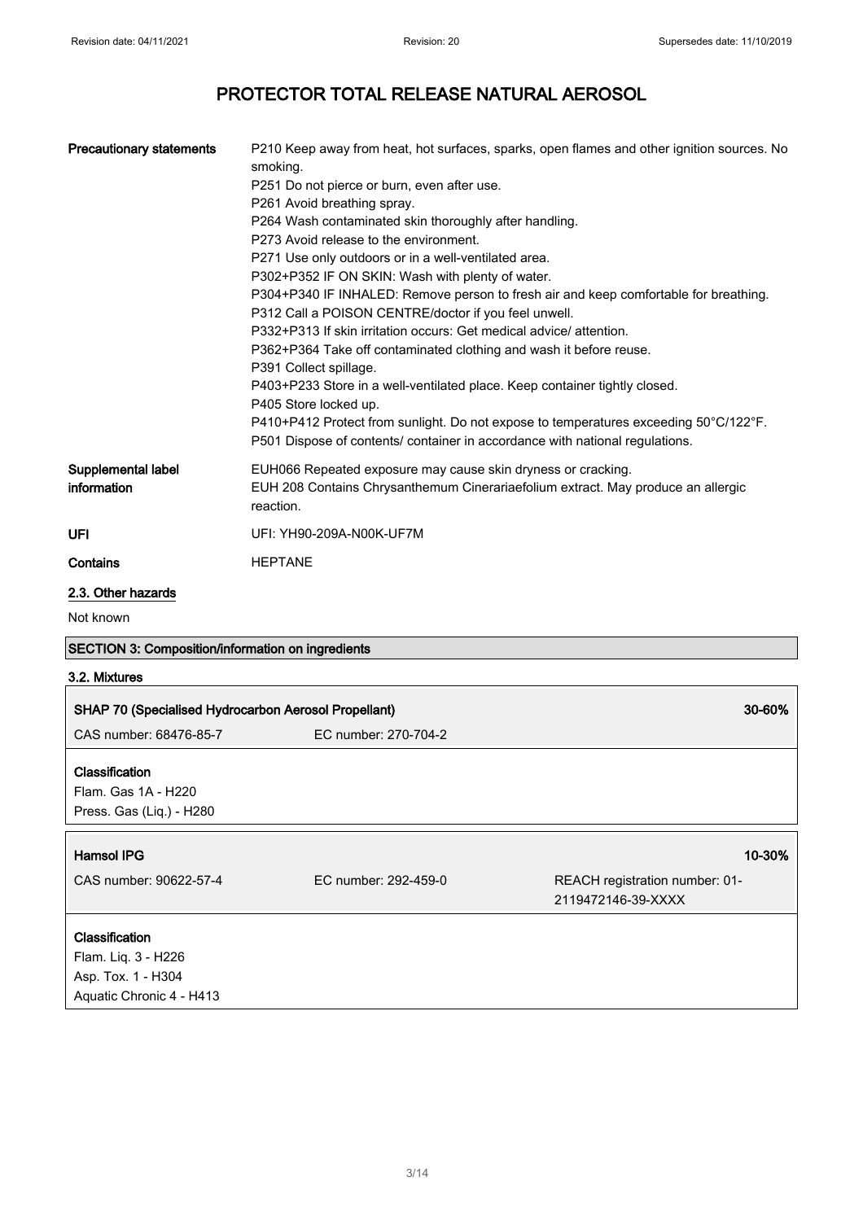| | |
|---|---|
| **Precautionary statements** | P210 Keep away from heat, hot surfaces, sparks, open flames and other ignition sources. No smoking.<br>P251 Do not pierce or burn, even after use.<br>P261 Avoid breathing spray.<br>P264 Wash contaminated skin thoroughly after handling.<br>P273 Avoid release to the environment.<br>P271 Use only outdoors or in a well-ventilated area.<br>P302+P352 IF ON SKIN: Wash with plenty of water.<br>P304+P340 IF INHALED: Remove person to fresh air and keep comfortable for breathing.<br>P312 Call a POISON CENTRE/doctor if you feel unwell.<br>P332+P313 If skin irritation occurs: Get medical advice/ attention.<br>P362+P364 Take off contaminated clothing and wash it before reuse.<br>P391 Collect spillage.<br>P403+P233 Store in a well-ventilated place. Keep container tightly closed.<br>P405 Store locked up.<br>P410+P412 Protect from sunlight. Do not expose to temperatures exceeding 50°C/122°F.<br>P501 Dispose of contents/ container in accordance with national regulations. |
| **Supplemental label information** | EUH066 Repeated exposure may cause skin dryness or cracking.<br>EUH 208 Contains Chrysanthemum Cinerariaefolium extract. May produce an allergic reaction. |
| **UFI** | UFI: YH90-209A-N00K-UF7M |
| **Contains** | HEPTANE |

### 2.3. Other hazards

Not known

## SECTION 3: Composition/information on ingredients

### 3.2. Mixtures

**SHAP 70 (Specialised Hydrocarbon Aerosol Propellant)** — 30-60%

CAS number: 68476-85-7 | EC number: 270-704-2

**Classification**

Flam. Gas 1A - H220
Press. Gas (Liq.) - H280

**Hamsol IPG** — 10-30%

CAS number: 90622-57-4 | EC number: 292-459-0 | REACH registration number: 01-2119472146-39-XXXX

**Classification**

Flam. Liq. 3 - H226
Asp. Tox. 1 - H304
Aquatic Chronic 4 - H413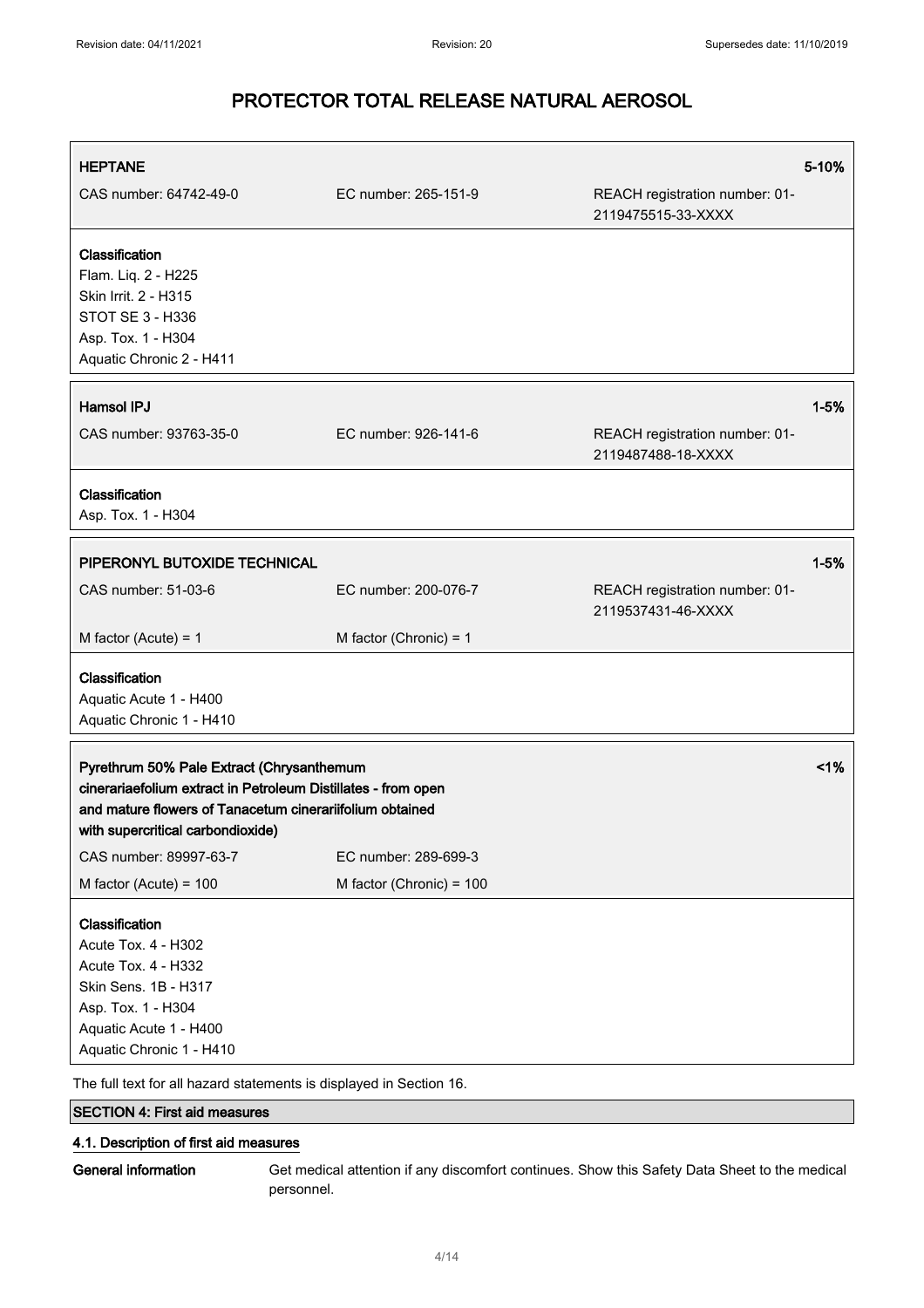# PROTECTOR TOTAL RELEASE NATURAL AEROSOL

| **HEPTANE** | | | **5-10%** |
|---|---|---|---|
| CAS number: 64742-49-0 | EC number: 265-151-9 | REACH registration number: 01-2119475515-33-XXXX | |

**Classification**
Flam. Liq. 2 - H225
Skin Irrit. 2 - H315
STOT SE 3 - H336
Asp. Tox. 1 - H304
Aquatic Chronic 2 - H411

| **Hamsol IPJ** | | | **1-5%** |
|---|---|---|---|
| CAS number: 93763-35-0 | EC number: 926-141-6 | REACH registration number: 01-2119487488-18-XXXX | |

**Classification**
Asp. Tox. 1 - H304

| **PIPERONYL BUTOXIDE TECHNICAL** | | | **1-5%** |
|---|---|---|---|
| CAS number: 51-03-6 | EC number: 200-076-7 | REACH registration number: 01-2119537431-46-XXXX | |
| M factor (Acute) = 1 | M factor (Chronic) = 1 | | |

**Classification**
Aquatic Acute 1 - H400
Aquatic Chronic 1 - H410

| **Pyrethrum 50% Pale Extract (Chrysanthemum cinerariaefolium extract in Petroleum Distillates - from open and mature flowers of Tanacetum cinerariifolium obtained with supercritical carbondioxide)** | | **<1%** |
|---|---|---|
| CAS number: 89997-63-7 | EC number: 289-699-3 | |
| M factor (Acute) = 100 | M factor (Chronic) = 100 | |

**Classification**
Acute Tox. 4 - H302
Acute Tox. 4 - H332
Skin Sens. 1B - H317
Asp. Tox. 1 - H304
Aquatic Acute 1 - H400
Aquatic Chronic 1 - H410

The full text for all hazard statements is displayed in Section 16.

## SECTION 4: First aid measures

### 4.1. Description of first aid measures

**General information** Get medical attention if any discomfort continues. Show this Safety Data Sheet to the medical personnel.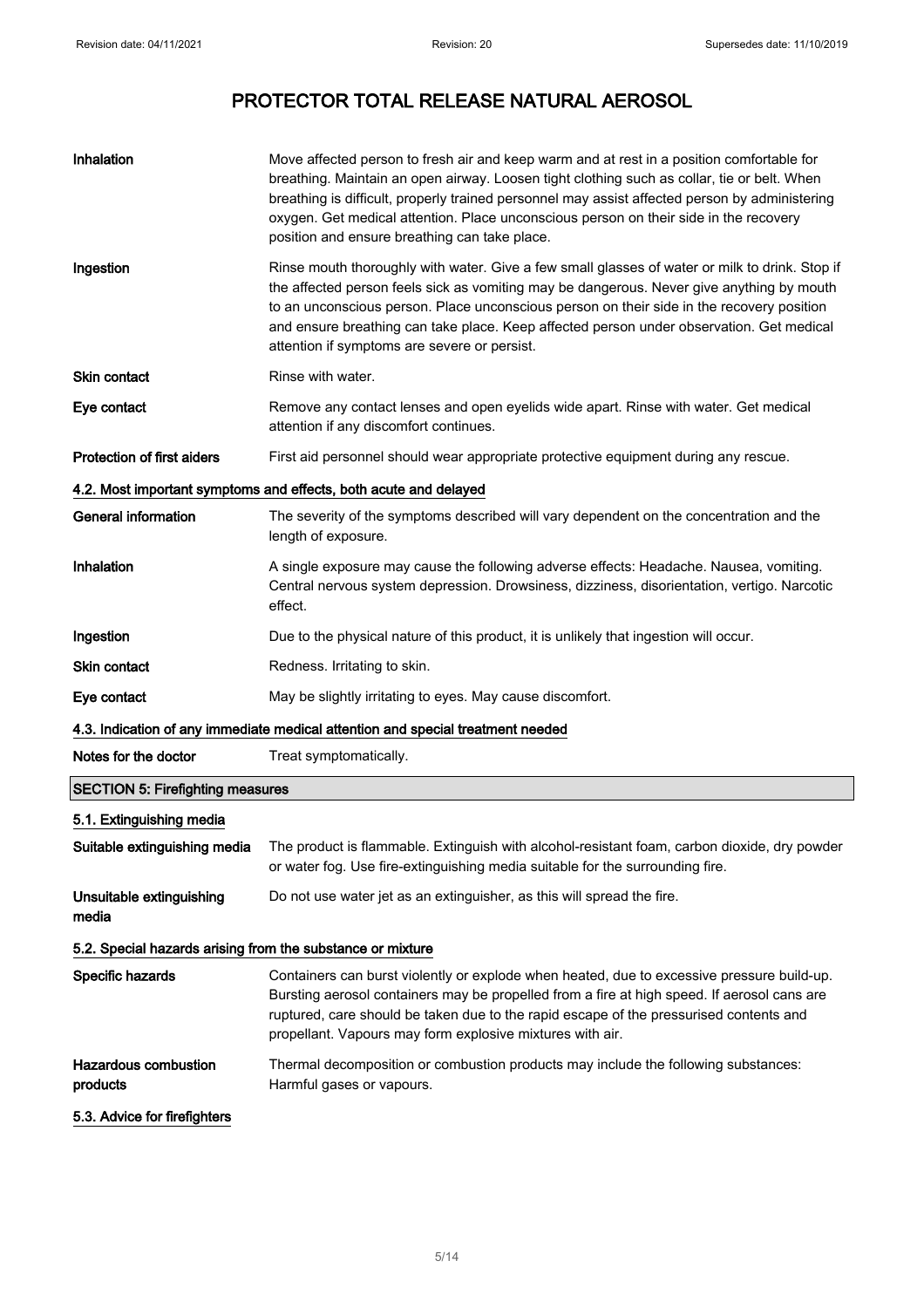| | |
|---|---|
| **Inhalation** | Move affected person to fresh air and keep warm and at rest in a position comfortable for breathing. Maintain an open airway. Loosen tight clothing such as collar, tie or belt. When breathing is difficult, properly trained personnel may assist affected person by administering oxygen. Get medical attention. Place unconscious person on their side in the recovery position and ensure breathing can take place. |
| **Ingestion** | Rinse mouth thoroughly with water. Give a few small glasses of water or milk to drink. Stop if the affected person feels sick as vomiting may be dangerous. Never give anything by mouth to an unconscious person. Place unconscious person on their side in the recovery position and ensure breathing can take place. Keep affected person under observation. Get medical attention if symptoms are severe or persist. |
| **Skin contact** | Rinse with water. |
| **Eye contact** | Remove any contact lenses and open eyelids wide apart. Rinse with water. Get medical attention if any discomfort continues. |
| **Protection of first aiders** | First aid personnel should wear appropriate protective equipment during any rescue. |

### 4.2. Most important symptoms and effects, both acute and delayed

| | |
|---|---|
| **General information** | The severity of the symptoms described will vary dependent on the concentration and the length of exposure. |
| **Inhalation** | A single exposure may cause the following adverse effects: Headache. Nausea, vomiting. Central nervous system depression. Drowsiness, dizziness, disorientation, vertigo. Narcotic effect. |
| **Ingestion** | Due to the physical nature of this product, it is unlikely that ingestion will occur. |
| **Skin contact** | Redness. Irritating to skin. |
| **Eye contact** | May be slightly irritating to eyes. May cause discomfort. |

### 4.3. Indication of any immediate medical attention and special treatment needed

| | |
|---|---|
| **Notes for the doctor** | Treat symptomatically. |

## SECTION 5: Firefighting measures

### 5.1. Extinguishing media

| | |
|---|---|
| **Suitable extinguishing media** | The product is flammable. Extinguish with alcohol-resistant foam, carbon dioxide, dry powder or water fog. Use fire-extinguishing media suitable for the surrounding fire. |
| **Unsuitable extinguishing media** | Do not use water jet as an extinguisher, as this will spread the fire. |

### 5.2. Special hazards arising from the substance or mixture

| | |
|---|---|
| **Specific hazards** | Containers can burst violently or explode when heated, due to excessive pressure build-up. Bursting aerosol containers may be propelled from a fire at high speed. If aerosol cans are ruptured, care should be taken due to the rapid escape of the pressurised contents and propellant. Vapours may form explosive mixtures with air. |
| **Hazardous combustion products** | Thermal decomposition or combustion products may include the following substances: Harmful gases or vapours. |

### 5.3. Advice for firefighters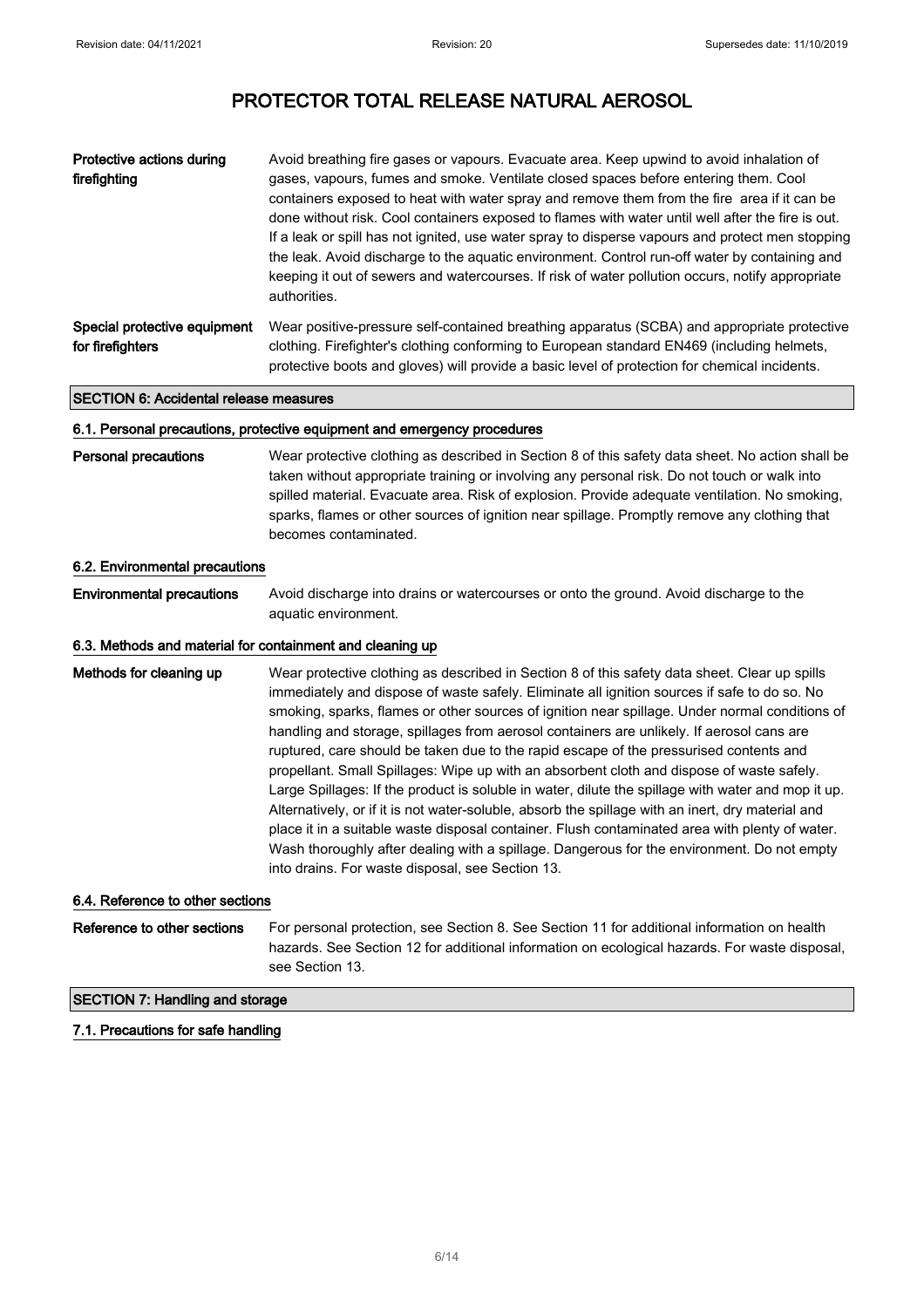| | |
|---|---|
| **Protective actions during firefighting** | Avoid breathing fire gases or vapours. Evacuate area. Keep upwind to avoid inhalation of gases, vapours, fumes and smoke. Ventilate closed spaces before entering them. Cool containers exposed to heat with water spray and remove them from the fire area if it can be done without risk. Cool containers exposed to flames with water until well after the fire is out. If a leak or spill has not ignited, use water spray to disperse vapours and protect men stopping the leak. Avoid discharge to the aquatic environment. Control run-off water by containing and keeping it out of sewers and watercourses. If risk of water pollution occurs, notify appropriate authorities. |
| **Special protective equipment for firefighters** | Wear positive-pressure self-contained breathing apparatus (SCBA) and appropriate protective clothing. Firefighter's clothing conforming to European standard EN469 (including helmets, protective boots and gloves) will provide a basic level of protection for chemical incidents. |

## SECTION 6: Accidental release measures

### 6.1. Personal precautions, protective equipment and emergency procedures

| | |
|---|---|
| **Personal precautions** | Wear protective clothing as described in Section 8 of this safety data sheet. No action shall be taken without appropriate training or involving any personal risk. Do not touch or walk into spilled material. Evacuate area. Risk of explosion. Provide adequate ventilation. No smoking, sparks, flames or other sources of ignition near spillage. Promptly remove any clothing that becomes contaminated. |

### 6.2. Environmental precautions

| | |
|---|---|
| **Environmental precautions** | Avoid discharge into drains or watercourses or onto the ground. Avoid discharge to the aquatic environment. |

### 6.3. Methods and material for containment and cleaning up

| | |
|---|---|
| **Methods for cleaning up** | Wear protective clothing as described in Section 8 of this safety data sheet. Clear up spills immediately and dispose of waste safely. Eliminate all ignition sources if safe to do so. No smoking, sparks, flames or other sources of ignition near spillage. Under normal conditions of handling and storage, spillages from aerosol containers are unlikely. If aerosol cans are ruptured, care should be taken due to the rapid escape of the pressurised contents and propellant. Small Spillages: Wipe up with an absorbent cloth and dispose of waste safely. Large Spillages: If the product is soluble in water, dilute the spillage with water and mop it up. Alternatively, or if it is not water-soluble, absorb the spillage with an inert, dry material and place it in a suitable waste disposal container. Flush contaminated area with plenty of water. Wash thoroughly after dealing with a spillage. Dangerous for the environment. Do not empty into drains. For waste disposal, see Section 13. |

### 6.4. Reference to other sections

| | |
|---|---|
| **Reference to other sections** | For personal protection, see Section 8. See Section 11 for additional information on health hazards. See Section 12 for additional information on ecological hazards. For waste disposal, see Section 13. |

## SECTION 7: Handling and storage

### 7.1. Precautions for safe handling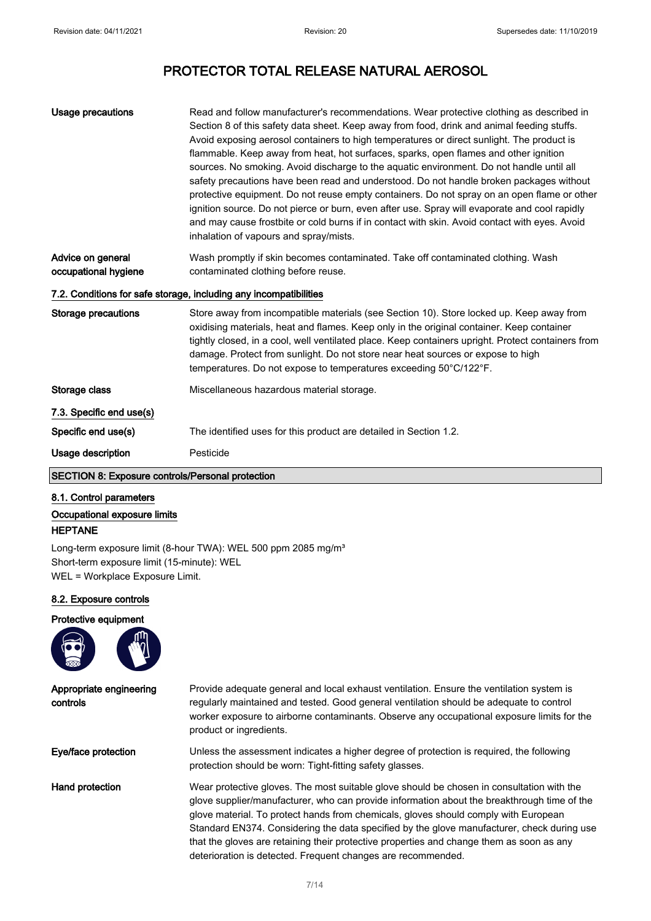# PROTECTOR TOTAL RELEASE NATURAL AEROSOL

**Usage precautions**

Read and follow manufacturer's recommendations. Wear protective clothing as described in Section 8 of this safety data sheet. Keep away from food, drink and animal feeding stuffs. Avoid exposing aerosol containers to high temperatures or direct sunlight. The product is flammable. Keep away from heat, hot surfaces, sparks, open flames and other ignition sources. No smoking. Avoid discharge to the aquatic environment. Do not handle until all safety precautions have been read and understood. Do not handle broken packages without protective equipment. Do not reuse empty containers. Do not spray on an open flame or other ignition source. Do not pierce or burn, even after use. Spray will evaporate and cool rapidly and may cause frostbite or cold burns if in contact with skin. Avoid contact with eyes. Avoid inhalation of vapours and spray/mists.

**Advice on general occupational hygiene**

Wash promptly if skin becomes contaminated. Take off contaminated clothing. Wash contaminated clothing before reuse.

### 7.2. Conditions for safe storage, including any incompatibilities

**Storage precautions**

Store away from incompatible materials (see Section 10). Store locked up. Keep away from oxidising materials, heat and flames. Keep only in the original container. Keep container tightly closed, in a cool, well ventilated place. Keep containers upright. Protect containers from damage. Protect from sunlight. Do not store near heat sources or expose to high temperatures. Do not expose to temperatures exceeding 50°C/122°F.

**Storage class**

Miscellaneous hazardous material storage.

### 7.3. Specific end use(s)

**Specific end use(s)**

The identified uses for this product are detailed in Section 1.2.

**Usage description**

Pesticide

## SECTION 8: Exposure controls/Personal protection

### 8.1. Control parameters

**Occupational exposure limits**

**HEPTANE**

Long-term exposure limit (8-hour TWA): WEL 500 ppm 2085 mg/m³
Short-term exposure limit (15-minute): WEL
WEL = Workplace Exposure Limit.

### 8.2. Exposure controls

**Protective equipment**

**Appropriate engineering controls**

Provide adequate general and local exhaust ventilation. Ensure the ventilation system is regularly maintained and tested. Good general ventilation should be adequate to control worker exposure to airborne contaminants. Observe any occupational exposure limits for the product or ingredients.

**Eye/face protection**

Unless the assessment indicates a higher degree of protection is required, the following protection should be worn: Tight-fitting safety glasses.

**Hand protection**

Wear protective gloves. The most suitable glove should be chosen in consultation with the glove supplier/manufacturer, who can provide information about the breakthrough time of the glove material. To protect hands from chemicals, gloves should comply with European Standard EN374. Considering the data specified by the glove manufacturer, check during use that the gloves are retaining their protective properties and change them as soon as any deterioration is detected. Frequent changes are recommended.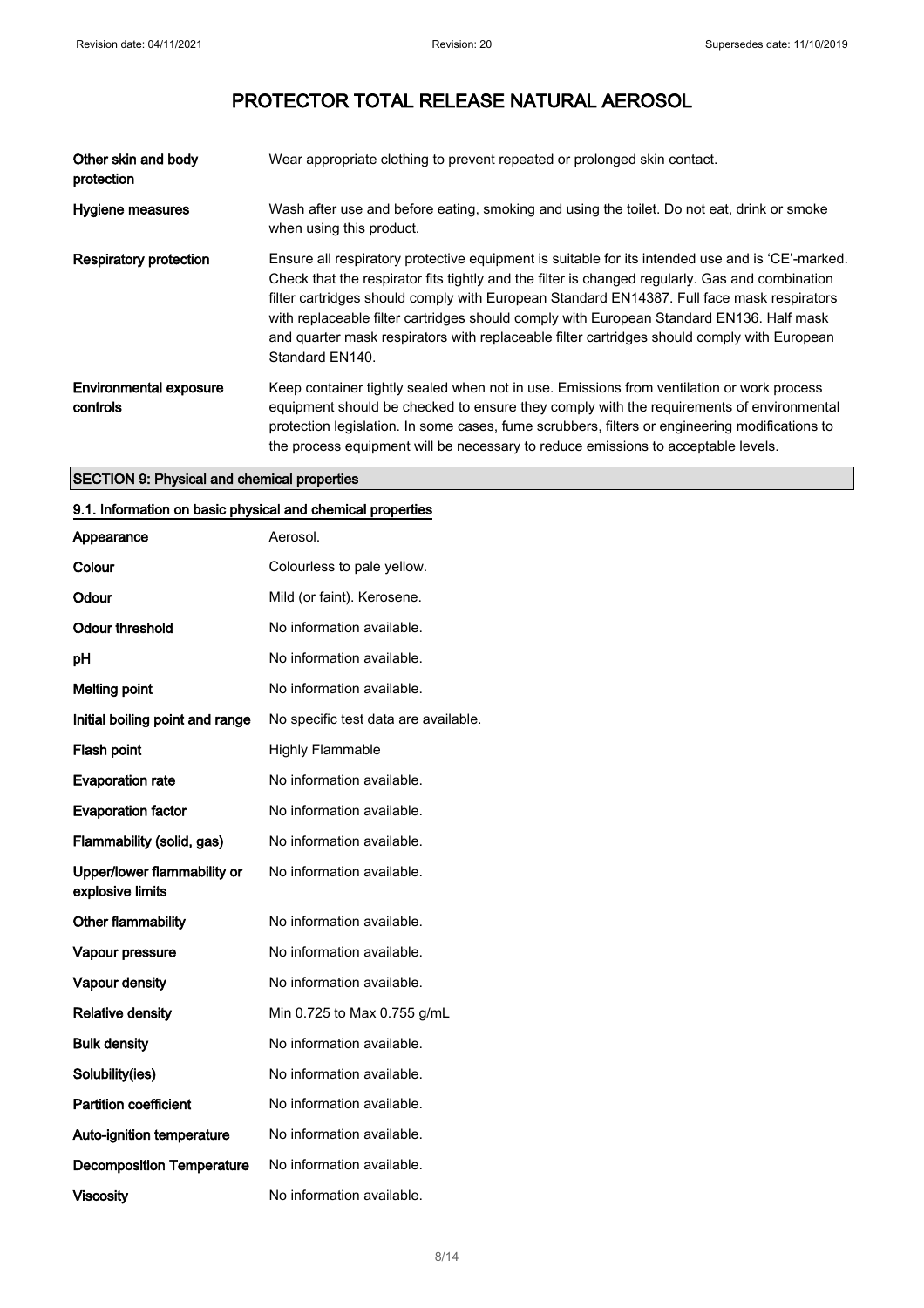| | |
|---|---|
| **Other skin and body protection** | Wear appropriate clothing to prevent repeated or prolonged skin contact. |
| **Hygiene measures** | Wash after use and before eating, smoking and using the toilet. Do not eat, drink or smoke when using this product. |
| **Respiratory protection** | Ensure all respiratory protective equipment is suitable for its intended use and is 'CE'-marked. Check that the respirator fits tightly and the filter is changed regularly. Gas and combination filter cartridges should comply with European Standard EN14387. Full face mask respirators with replaceable filter cartridges should comply with European Standard EN136. Half mask and quarter mask respirators with replaceable filter cartridges should comply with European Standard EN140. |
| **Environmental exposure controls** | Keep container tightly sealed when not in use. Emissions from ventilation or work process equipment should be checked to ensure they comply with the requirements of environmental protection legislation. In some cases, fume scrubbers, filters or engineering modifications to the process equipment will be necessary to reduce emissions to acceptable levels. |

## SECTION 9: Physical and chemical properties

### 9.1. Information on basic physical and chemical properties

| | |
|---|---|
| **Appearance** | Aerosol. |
| **Colour** | Colourless to pale yellow. |
| **Odour** | Mild (or faint). Kerosene. |
| **Odour threshold** | No information available. |
| **pH** | No information available. |
| **Melting point** | No information available. |
| **Initial boiling point and range** | No specific test data are available. |
| **Flash point** | Highly Flammable |
| **Evaporation rate** | No information available. |
| **Evaporation factor** | No information available. |
| **Flammability (solid, gas)** | No information available. |
| **Upper/lower flammability or explosive limits** | No information available. |
| **Other flammability** | No information available. |
| **Vapour pressure** | No information available. |
| **Vapour density** | No information available. |
| **Relative density** | Min 0.725 to Max 0.755 g/mL |
| **Bulk density** | No information available. |
| **Solubility(ies)** | No information available. |
| **Partition coefficient** | No information available. |
| **Auto-ignition temperature** | No information available. |
| **Decomposition Temperature** | No information available. |
| **Viscosity** | No information available. |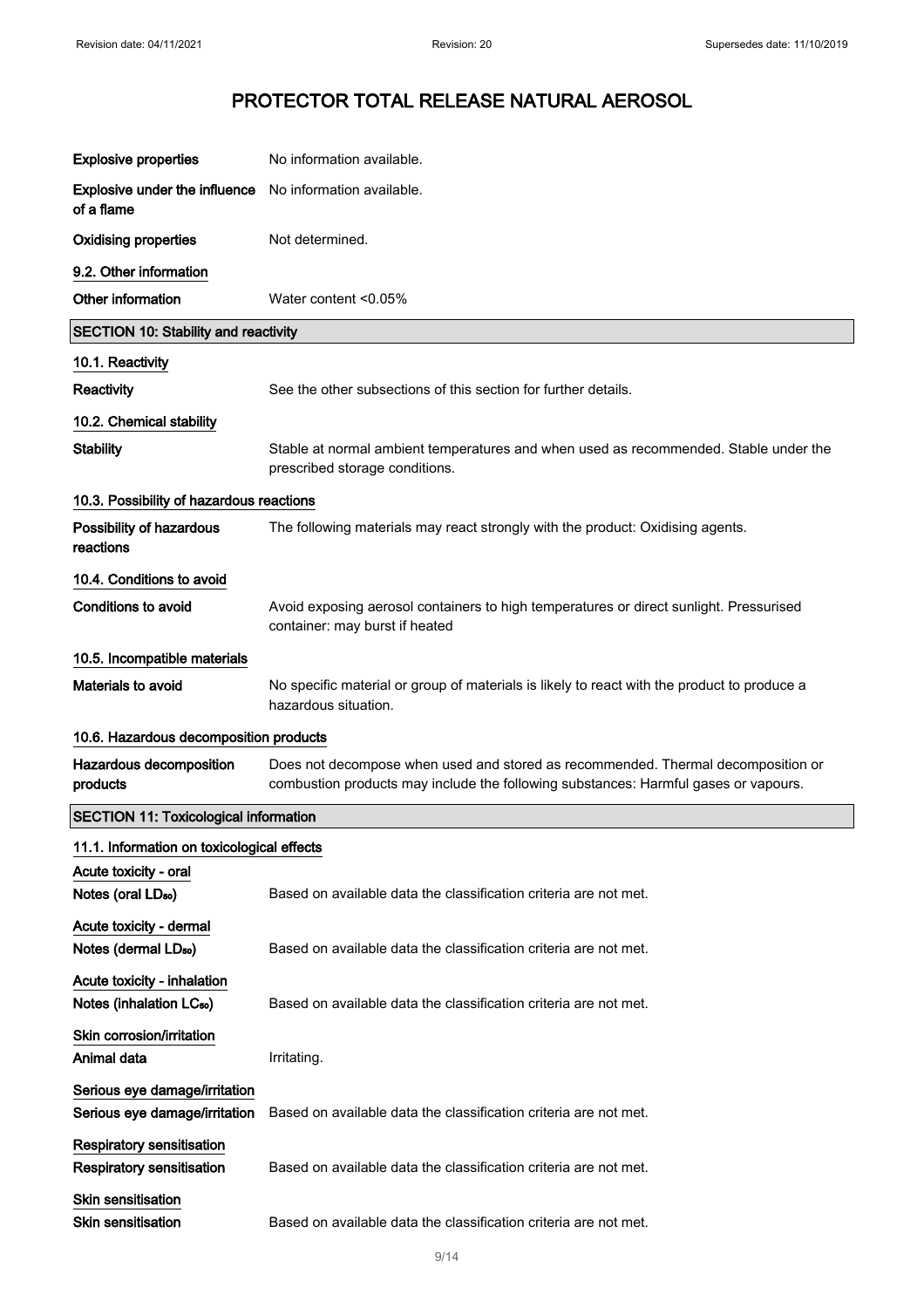| | |
|---|---|
| **Explosive properties** | No information available. |
| **Explosive under the influence of a flame** | No information available. |
| **Oxidising properties** | Not determined. |

### 9.2. Other information

| | |
|---|---|
| **Other information** | Water content <0.05% |

## SECTION 10: Stability and reactivity

### 10.1. Reactivity

| | |
|---|---|
| **Reactivity** | See the other subsections of this section for further details. |

### 10.2. Chemical stability

| | |
|---|---|
| **Stability** | Stable at normal ambient temperatures and when used as recommended. Stable under the prescribed storage conditions. |

### 10.3. Possibility of hazardous reactions

| | |
|---|---|
| **Possibility of hazardous reactions** | The following materials may react strongly with the product: Oxidising agents. |

### 10.4. Conditions to avoid

| | |
|---|---|
| **Conditions to avoid** | Avoid exposing aerosol containers to high temperatures or direct sunlight. Pressurised container: may burst if heated |

### 10.5. Incompatible materials

| | |
|---|---|
| **Materials to avoid** | No specific material or group of materials is likely to react with the product to produce a hazardous situation. |

### 10.6. Hazardous decomposition products

| | |
|---|---|
| **Hazardous decomposition products** | Does not decompose when used and stored as recommended. Thermal decomposition or combustion products may include the following substances: Harmful gases or vapours. |

## SECTION 11: Toxicological information

### 11.1. Information on toxicological effects

**Acute toxicity - oral**

| | |
|---|---|
| **Notes (oral $LD_{50}$)** | Based on available data the classification criteria are not met. |

**Acute toxicity - dermal**

| | |
|---|---|
| **Notes (dermal $LD_{50}$)** | Based on available data the classification criteria are not met. |

**Acute toxicity - inhalation**

| | |
|---|---|
| **Notes (inhalation $LC_{50}$)** | Based on available data the classification criteria are not met. |

**Skin corrosion/irritation**

| | |
|---|---|
| **Animal data** | Irritating. |

**Serious eye damage/irritation**

| | |
|---|---|
| **Serious eye damage/irritation** | Based on available data the classification criteria are not met. |

**Respiratory sensitisation**

| | |
|---|---|
| **Respiratory sensitisation** | Based on available data the classification criteria are not met. |

**Skin sensitisation**

| | |
|---|---|
| **Skin sensitisation** | Based on available data the classification criteria are not met. |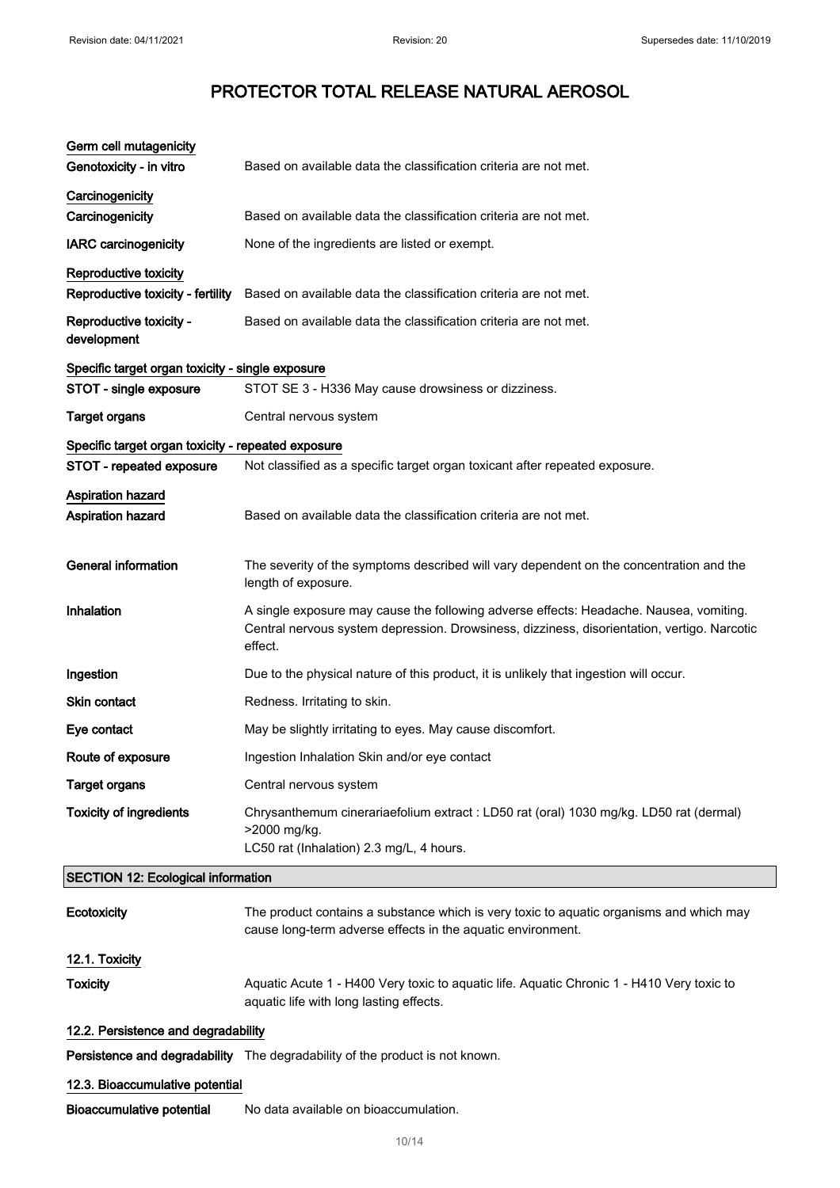# PROTECTOR TOTAL RELEASE NATURAL AEROSOL

**Germ cell mutagenicity**

| | |
|---|---|
| **Genotoxicity - in vitro** | Based on available data the classification criteria are not met. |

**Carcinogenicity**

| | |
|---|---|
| **Carcinogenicity** | Based on available data the classification criteria are not met. |
| **IARC carcinogenicity** | None of the ingredients are listed or exempt. |

**Reproductive toxicity**

| | |
|---|---|
| **Reproductive toxicity - fertility** | Based on available data the classification criteria are not met. |
| **Reproductive toxicity - development** | Based on available data the classification criteria are not met. |

**Specific target organ toxicity - single exposure**

| | |
|---|---|
| **STOT - single exposure** | STOT SE 3 - H336 May cause drowsiness or dizziness. |
| **Target organs** | Central nervous system |

**Specific target organ toxicity - repeated exposure**

| | |
|---|---|
| **STOT - repeated exposure** | Not classified as a specific target organ toxicant after repeated exposure. |

**Aspiration hazard**

| | |
|---|---|
| **Aspiration hazard** | Based on available data the classification criteria are not met. |

| | |
|---|---|
| **General information** | The severity of the symptoms described will vary dependent on the concentration and the length of exposure. |
| **Inhalation** | A single exposure may cause the following adverse effects: Headache. Nausea, vomiting. Central nervous system depression. Drowsiness, dizziness, disorientation, vertigo. Narcotic effect. |
| **Ingestion** | Due to the physical nature of this product, it is unlikely that ingestion will occur. |
| **Skin contact** | Redness. Irritating to skin. |
| **Eye contact** | May be slightly irritating to eyes. May cause discomfort. |
| **Route of exposure** | Ingestion Inhalation Skin and/or eye contact |
| **Target organs** | Central nervous system |
| **Toxicity of ingredients** | Chrysanthemum cinerariaefolium extract : LD50 rat (oral) 1030 mg/kg. LD50 rat (dermal) >2000 mg/kg.<br>LC50 rat (Inhalation) 2.3 mg/L, 4 hours. |

## SECTION 12: Ecological information

| | |
|---|---|
| **Ecotoxicity** | The product contains a substance which is very toxic to aquatic organisms and which may cause long-term adverse effects in the aquatic environment. |

**12.1. Toxicity**

| | |
|---|---|
| **Toxicity** | Aquatic Acute 1 - H400 Very toxic to aquatic life. Aquatic Chronic 1 - H410 Very toxic to aquatic life with long lasting effects. |

**12.2. Persistence and degradability**

| | |
|---|---|
| **Persistence and degradability** | The degradability of the product is not known. |

**12.3. Bioaccumulative potential**

| | |
|---|---|
| **Bioaccumulative potential** | No data available on bioaccumulation. |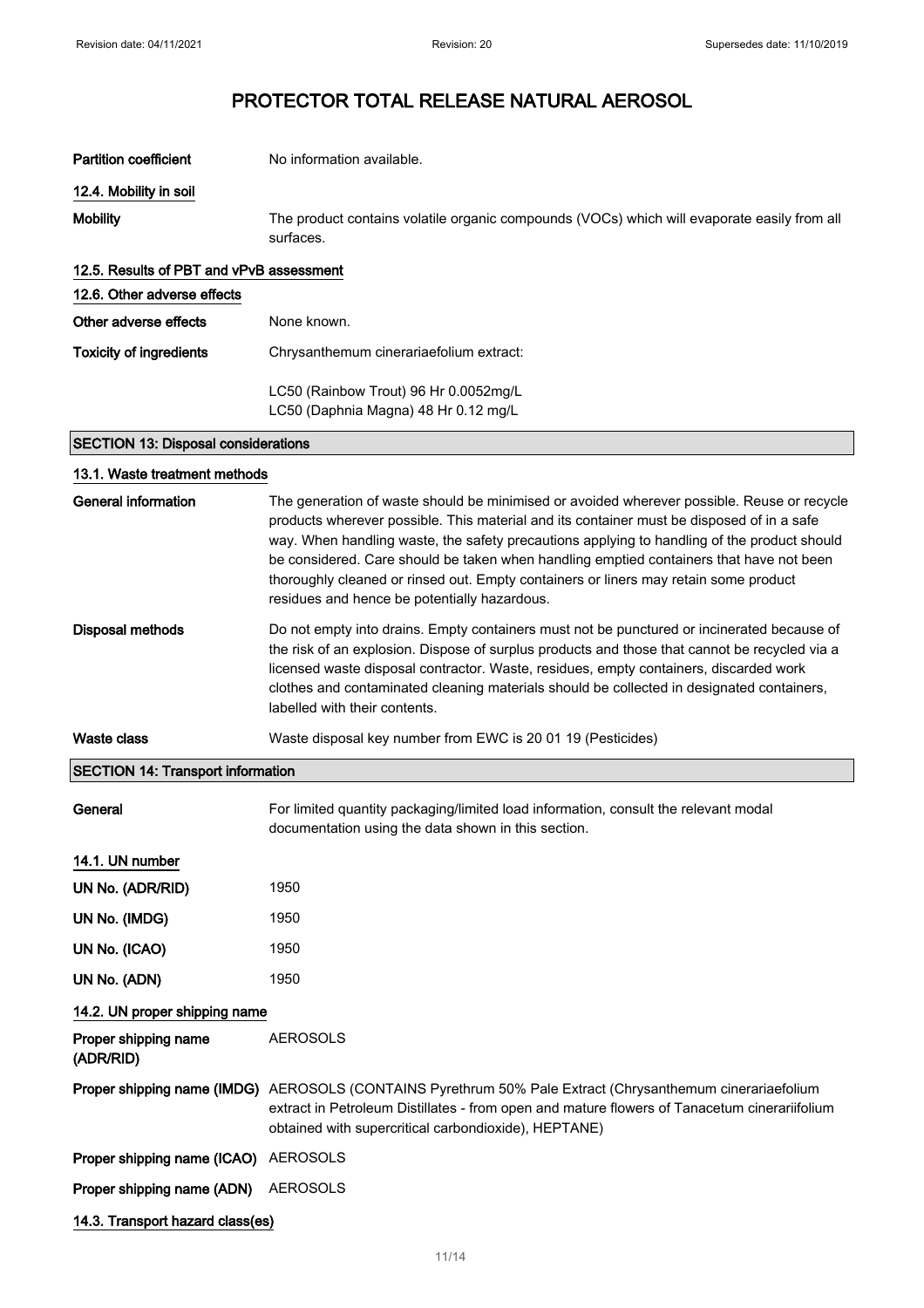| | |
|---|---|
| **Partition coefficient** | No information available. |

### 12.4. Mobility in soil

| | |
|---|---|
| **Mobility** | The product contains volatile organic compounds (VOCs) which will evaporate easily from all surfaces. |

### 12.5. Results of PBT and vPvB assessment

### 12.6. Other adverse effects

| | |
|---|---|
| **Other adverse effects** | None known. |
| **Toxicity of ingredients** | Chrysanthemum cinerariaefolium extract:<br><br>LC50 (Rainbow Trout) 96 Hr 0.0052mg/L<br>LC50 (Daphnia Magna) 48 Hr 0.12 mg/L |

## SECTION 13: Disposal considerations

### 13.1. Waste treatment methods

| | |
|---|---|
| **General information** | The generation of waste should be minimised or avoided wherever possible. Reuse or recycle products wherever possible. This material and its container must be disposed of in a safe way. When handling waste, the safety precautions applying to handling of the product should be considered. Care should be taken when handling emptied containers that have not been thoroughly cleaned or rinsed out. Empty containers or liners may retain some product residues and hence be potentially hazardous. |
| **Disposal methods** | Do not empty into drains. Empty containers must not be punctured or incinerated because of the risk of an explosion. Dispose of surplus products and those that cannot be recycled via a licensed waste disposal contractor. Waste, residues, empty containers, discarded work clothes and contaminated cleaning materials should be collected in designated containers, labelled with their contents. |
| **Waste class** | Waste disposal key number from EWC is 20 01 19 (Pesticides) |

## SECTION 14: Transport information

| | |
|---|---|
| **General** | For limited quantity packaging/limited load information, consult the relevant modal documentation using the data shown in this section. |

### 14.1. UN number

| | |
|---|---|
| **UN No. (ADR/RID)** | 1950 |
| **UN No. (IMDG)** | 1950 |
| **UN No. (ICAO)** | 1950 |
| **UN No. (ADN)** | 1950 |

### 14.2. UN proper shipping name

| | |
|---|---|
| **Proper shipping name (ADR/RID)** | AEROSOLS |
| **Proper shipping name (IMDG)** | AEROSOLS (CONTAINS Pyrethrum 50% Pale Extract (Chrysanthemum cinerariaefolium extract in Petroleum Distillates - from open and mature flowers of Tanacetum cinerariifolium obtained with supercritical carbondioxide), HEPTANE) |
| **Proper shipping name (ICAO)** | AEROSOLS |
| **Proper shipping name (ADN)** | AEROSOLS |

### 14.3. Transport hazard class(es)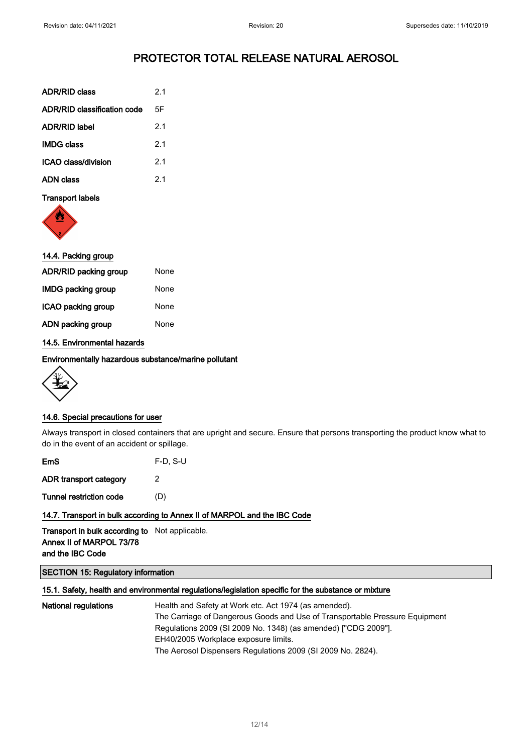# PROTECTOR TOTAL RELEASE NATURAL AEROSOL

| | |
|---|---|
| ADR/RID class | 2.1 |
| ADR/RID classification code | 5F |
| ADR/RID label | 2.1 |
| IMDG class | 2.1 |
| ICAO class/division | 2.1 |
| ADN class | 2.1 |

**Transport labels**

### 14.4. Packing group

| | |
|---|---|
| ADR/RID packing group | None |
| IMDG packing group | None |
| ICAO packing group | None |
| ADN packing group | None |

### 14.5. Environmental hazards

**Environmentally hazardous substance/marine pollutant**

### 14.6. Special precautions for user

Always transport in closed containers that are upright and secure. Ensure that persons transporting the product know what to do in the event of an accident or spillage.

| | |
|---|---|
| EmS | F-D, S-U |
| ADR transport category | 2 |
| Tunnel restriction code | (D) |

### 14.7. Transport in bulk according to Annex II of MARPOL and the IBC Code

**Transport in bulk according to Annex II of MARPOL 73/78 and the IBC Code** Not applicable.

## SECTION 15: Regulatory information

### 15.1. Safety, health and environmental regulations/legislation specific for the substance or mixture

**National regulations**

Health and Safety at Work etc. Act 1974 (as amended).
The Carriage of Dangerous Goods and Use of Transportable Pressure Equipment Regulations 2009 (SI 2009 No. 1348) (as amended) ["CDG 2009"].
EH40/2005 Workplace exposure limits.
The Aerosol Dispensers Regulations 2009 (SI 2009 No. 2824).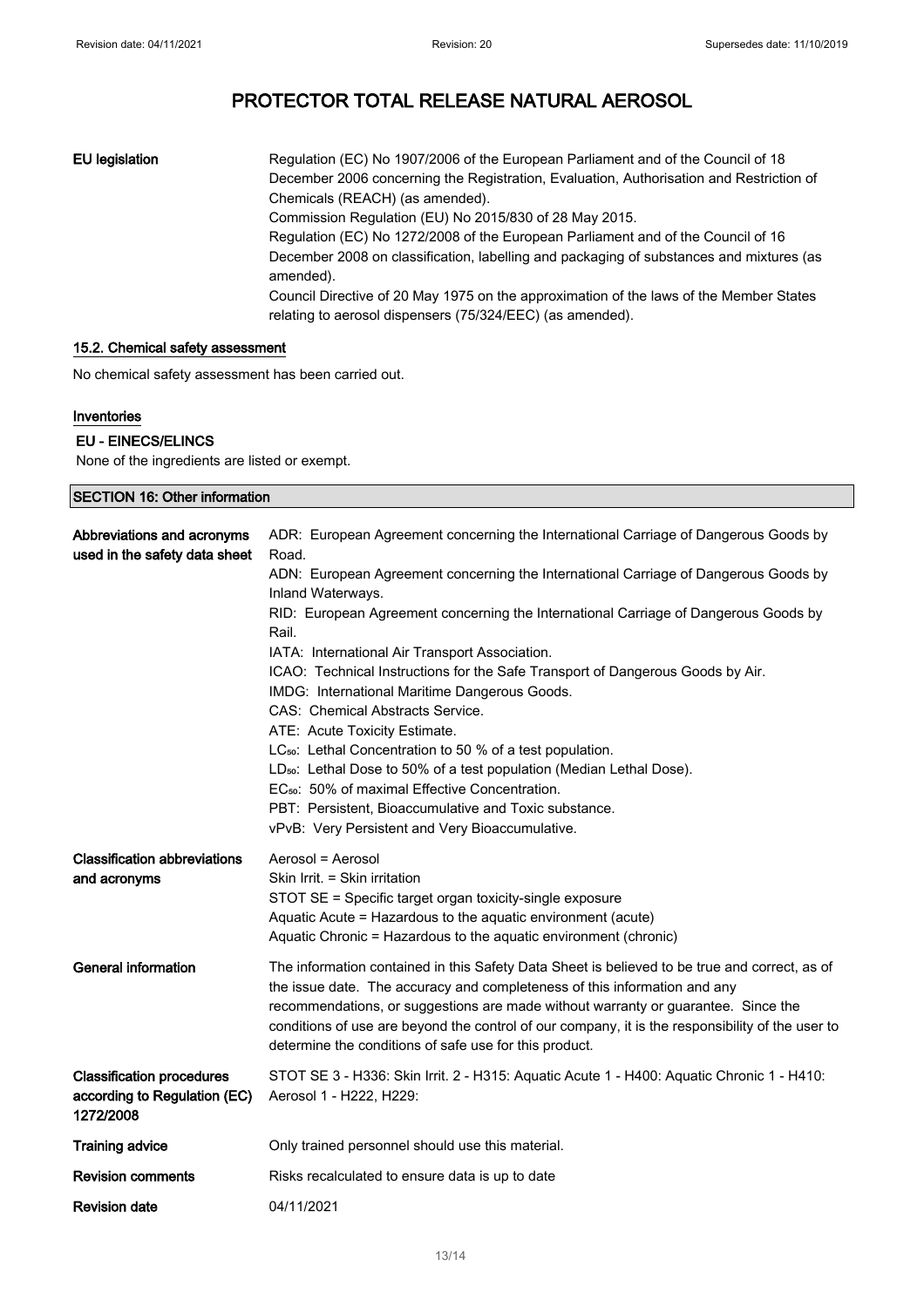# PROTECTOR TOTAL RELEASE NATURAL AEROSOL

| | |
|---|---|
| **EU legislation** | Regulation (EC) No 1907/2006 of the European Parliament and of the Council of 18 December 2006 concerning the Registration, Evaluation, Authorisation and Restriction of Chemicals (REACH) (as amended).<br>Commission Regulation (EU) No 2015/830 of 28 May 2015.<br>Regulation (EC) No 1272/2008 of the European Parliament and of the Council of 16 December 2008 on classification, labelling and packaging of substances and mixtures (as amended).<br>Council Directive of 20 May 1975 on the approximation of the laws of the Member States relating to aerosol dispensers (75/324/EEC) (as amended). |

### 15.2. Chemical safety assessment

No chemical safety assessment has been carried out.

### Inventories

**EU - EINECS/ELINCS**

None of the ingredients are listed or exempt.

## SECTION 16: Other information

| | |
|---|---|
| **Abbreviations and acronyms used in the safety data sheet** | ADR: European Agreement concerning the International Carriage of Dangerous Goods by Road.<br>ADN: European Agreement concerning the International Carriage of Dangerous Goods by Inland Waterways.<br>RID: European Agreement concerning the International Carriage of Dangerous Goods by Rail.<br>IATA: International Air Transport Association.<br>ICAO: Technical Instructions for the Safe Transport of Dangerous Goods by Air.<br>IMDG: International Maritime Dangerous Goods.<br>CAS: Chemical Abstracts Service.<br>ATE: Acute Toxicity Estimate.<br>$LC_{50}$: Lethal Concentration to 50 % of a test population.<br>$LD_{50}$: Lethal Dose to 50% of a test population (Median Lethal Dose).<br>$EC_{50}$: 50% of maximal Effective Concentration.<br>PBT: Persistent, Bioaccumulative and Toxic substance.<br>vPvB: Very Persistent and Very Bioaccumulative. |
| **Classification abbreviations and acronyms** | Aerosol = Aerosol<br>Skin Irrit. = Skin irritation<br>STOT SE = Specific target organ toxicity-single exposure<br>Aquatic Acute = Hazardous to the aquatic environment (acute)<br>Aquatic Chronic = Hazardous to the aquatic environment (chronic) |
| **General information** | The information contained in this Safety Data Sheet is believed to be true and correct, as of the issue date. The accuracy and completeness of this information and any recommendations, or suggestions are made without warranty or guarantee. Since the conditions of use are beyond the control of our company, it is the responsibility of the user to determine the conditions of safe use for this product. |
| **Classification procedures according to Regulation (EC) 1272/2008** | STOT SE 3 - H336: Skin Irrit. 2 - H315: Aquatic Acute 1 - H400: Aquatic Chronic 1 - H410: Aerosol 1 - H222, H229: |
| **Training advice** | Only trained personnel should use this material. |
| **Revision comments** | Risks recalculated to ensure data is up to date |
| **Revision date** | 04/11/2021 |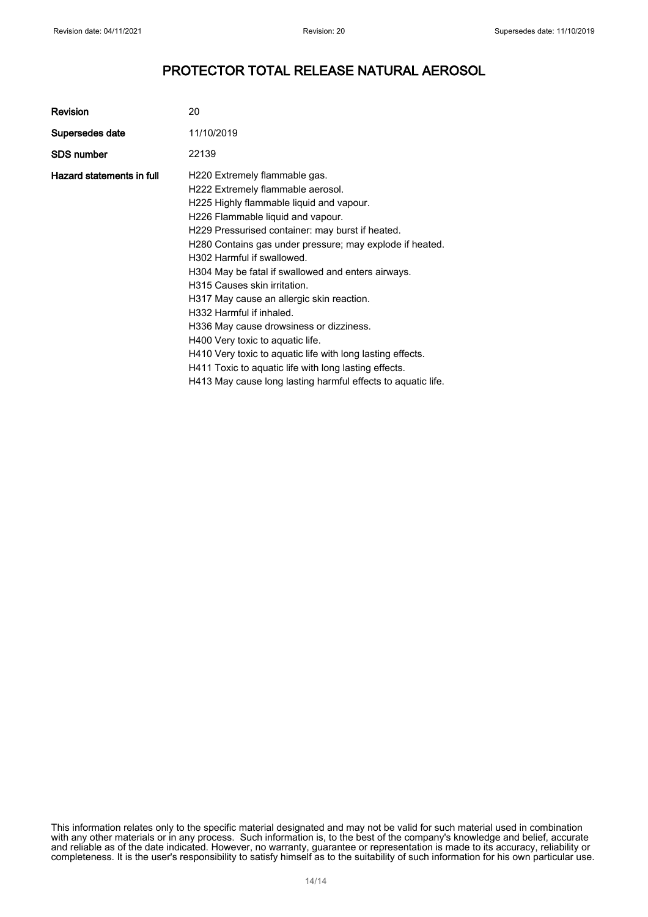# PROTECTOR TOTAL RELEASE NATURAL AEROSOL

| | |
|---|---|
| **Revision** | 20 |
| **Supersedes date** | 11/10/2019 |
| **SDS number** | 22139 |
| **Hazard statements in full** | H220 Extremely flammable gas.<br>H222 Extremely flammable aerosol.<br>H225 Highly flammable liquid and vapour.<br>H226 Flammable liquid and vapour.<br>H229 Pressurised container: may burst if heated.<br>H280 Contains gas under pressure; may explode if heated.<br>H302 Harmful if swallowed.<br>H304 May be fatal if swallowed and enters airways.<br>H315 Causes skin irritation.<br>H317 May cause an allergic skin reaction.<br>H332 Harmful if inhaled.<br>H336 May cause drowsiness or dizziness.<br>H400 Very toxic to aquatic life.<br>H410 Very toxic to aquatic life with long lasting effects.<br>H411 Toxic to aquatic life with long lasting effects.<br>H413 May cause long lasting harmful effects to aquatic life. |

This information relates only to the specific material designated and may not be valid for such material used in combination with any other materials or in any process. Such information is, to the best of the company's knowledge and belief, accurate and reliable as of the date indicated. However, no warranty, guarantee or representation is made to its accuracy, reliability or completeness. It is the user's responsibility to satisfy himself as to the suitability of such information for his own particular use.